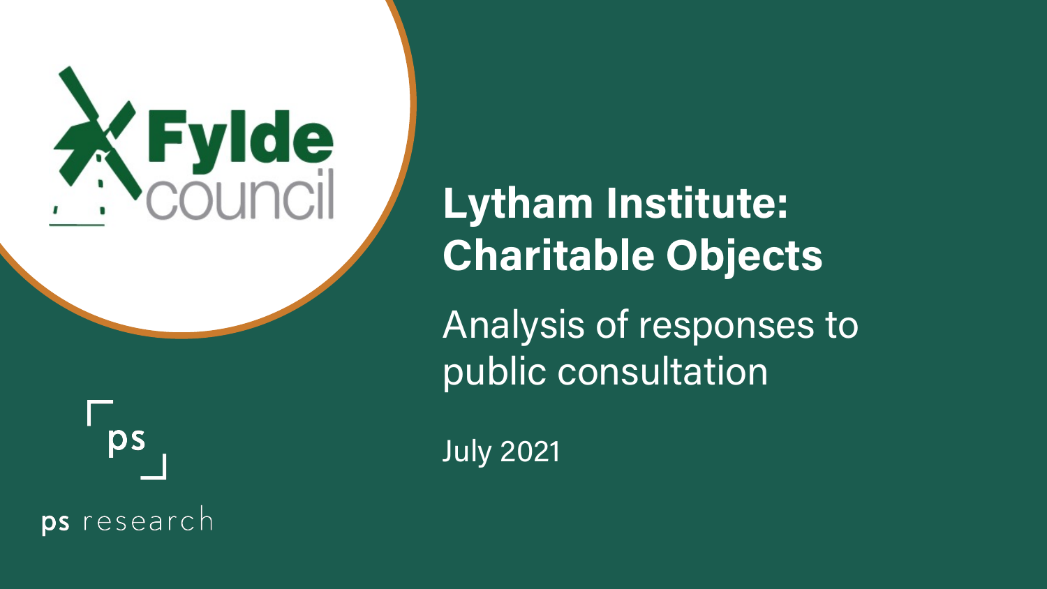Fylde council

# Lytham Institute: Charitable Objects

## Analysis of responses to public consultation

July 2021

ps research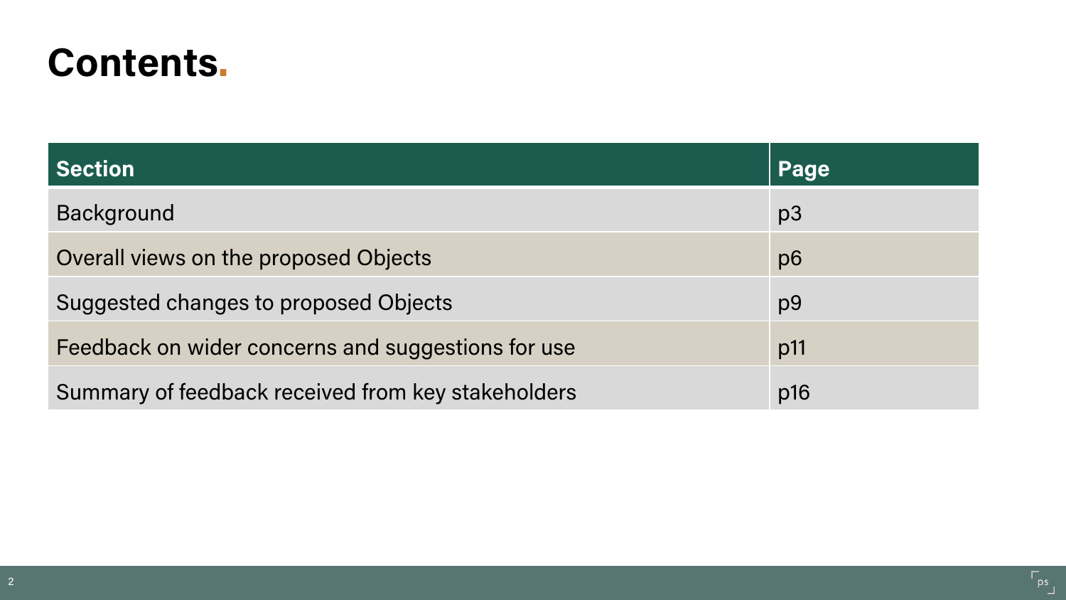# Contents.

| Section | Page |
| --- | --- |
| Background | p3 |
| Overall views on the proposed Objects | p6 |
| Suggested changes to proposed Objects | p9 |
| Feedback on wider concerns and suggestions for use | p11 |
| Summary of feedback received from key stakeholders | p16 |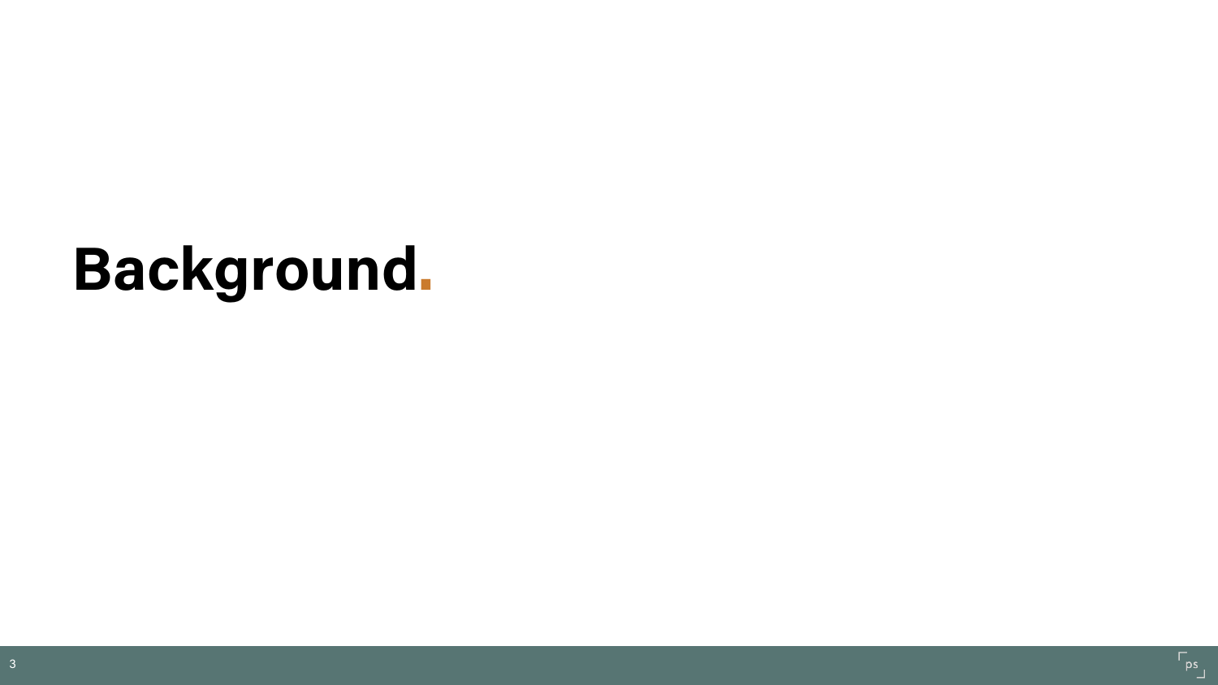# Background.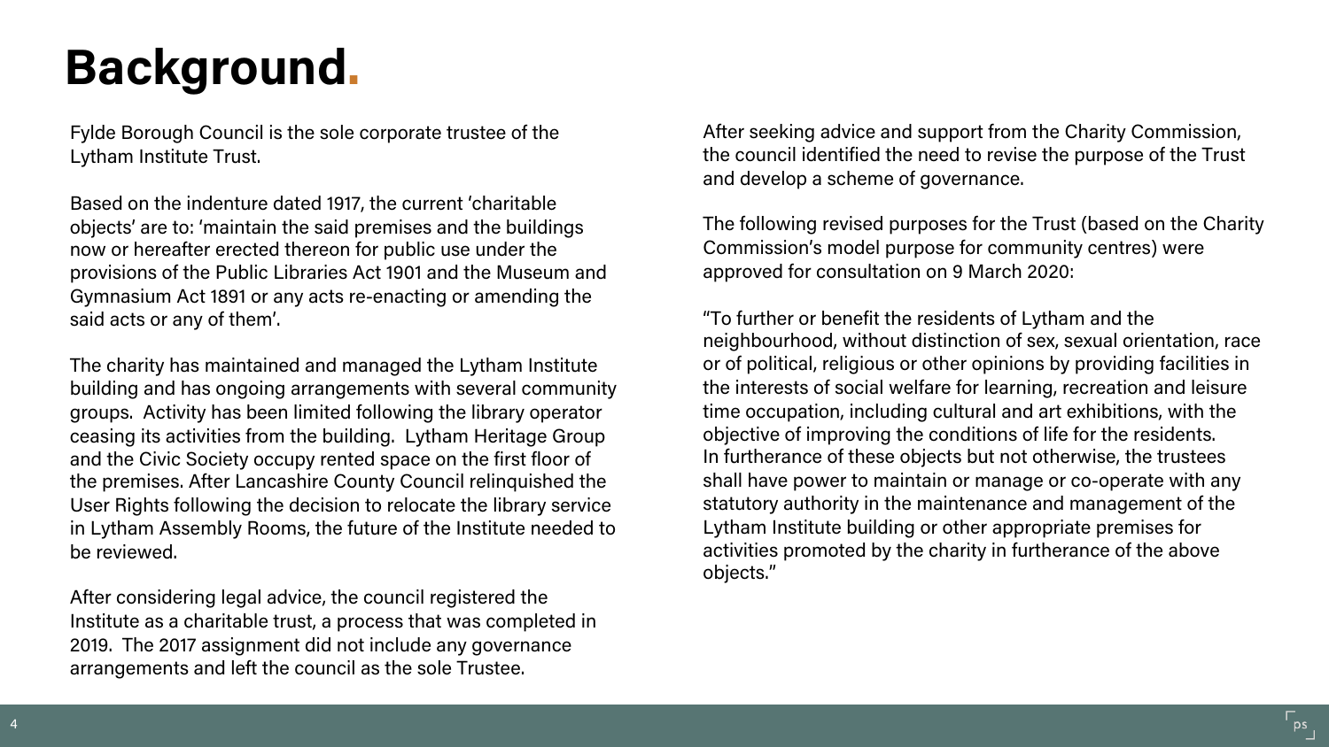# Background.

Fylde Borough Council is the sole corporate trustee of the Lytham Institute Trust.

Based on the indenture dated 1917, the current 'charitable objects' are to: 'maintain the said premises and the buildings now or hereafter erected thereon for public use under the provisions of the Public Libraries Act 1901 and the Museum and Gymnasium Act 1891 or any acts re-enacting or amending the said acts or any of them'.

The charity has maintained and managed the Lytham Institute building and has ongoing arrangements with several community groups. Activity has been limited following the library operator ceasing its activities from the building. Lytham Heritage Group and the Civic Society occupy rented space on the first floor of the premises. After Lancashire County Council relinquished the User Rights following the decision to relocate the library service in Lytham Assembly Rooms, the future of the Institute needed to be reviewed.

After considering legal advice, the council registered the Institute as a charitable trust, a process that was completed in 2019. The 2017 assignment did not include any governance arrangements and left the council as the sole Trustee.

After seeking advice and support from the Charity Commission, the council identified the need to revise the purpose of the Trust and develop a scheme of governance.

The following revised purposes for the Trust (based on the Charity Commission's model purpose for community centres) were approved for consultation on 9 March 2020:

"To further or benefit the residents of Lytham and the neighbourhood, without distinction of sex, sexual orientation, race or of political, religious or other opinions by providing facilities in the interests of social welfare for learning, recreation and leisure time occupation, including cultural and art exhibitions, with the objective of improving the conditions of life for the residents. In furtherance of these objects but not otherwise, the trustees shall have power to maintain or manage or co-operate with any statutory authority in the maintenance and management of the Lytham Institute building or other appropriate premises for activities promoted by the charity in furtherance of the above objects."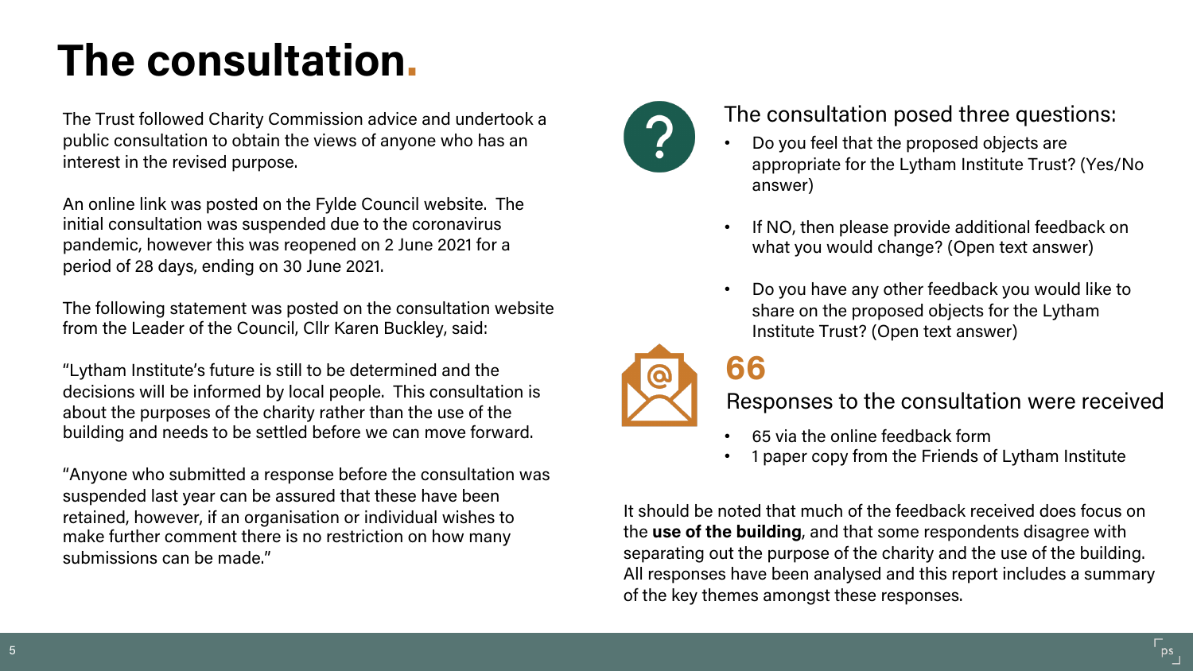# The consultation.

The Trust followed Charity Commission advice and undertook a public consultation to obtain the views of anyone who has an interest in the revised purpose.

An online link was posted on the Fylde Council website. The initial consultation was suspended due to the coronavirus pandemic, however this was reopened on 2 June 2021 for a period of 28 days, ending on 30 June 2021.

The following statement was posted on the consultation website from the Leader of the Council, Cllr Karen Buckley, said:

"Lytham Institute's future is still to be determined and the decisions will be informed by local people. This consultation is about the purposes of the charity rather than the use of the building and needs to be settled before we can move forward.

"Anyone who submitted a response before the consultation was suspended last year can be assured that these have been retained, however, if an organisation or individual wishes to make further comment there is no restriction on how many submissions can be made."

The consultation posed three questions:

- Do you feel that the proposed objects are appropriate for the Lytham Institute Trust? (Yes/No answer)
- If NO, then please provide additional feedback on what you would change? (Open text answer)
- Do you have any other feedback you would like to share on the proposed objects for the Lytham Institute Trust? (Open text answer)

**66**

Responses to the consultation were received

- 65 via the online feedback form
- 1 paper copy from the Friends of Lytham Institute

It should be noted that much of the feedback received does focus on the **use of the building**, and that some respondents disagree with separating out the purpose of the charity and the use of the building. All responses have been analysed and this report includes a summary of the key themes amongst these responses.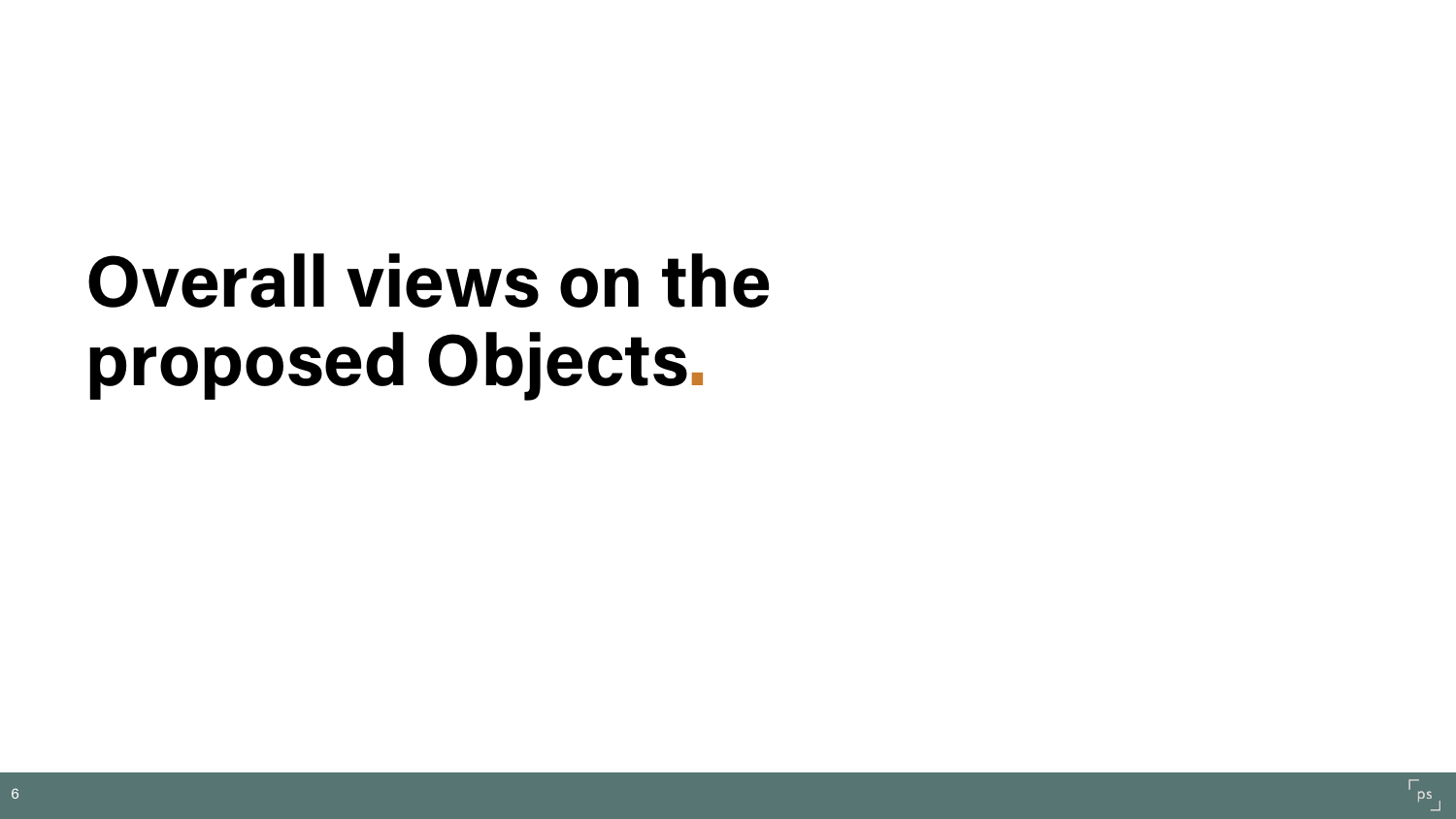# Overall views on the proposed Objects.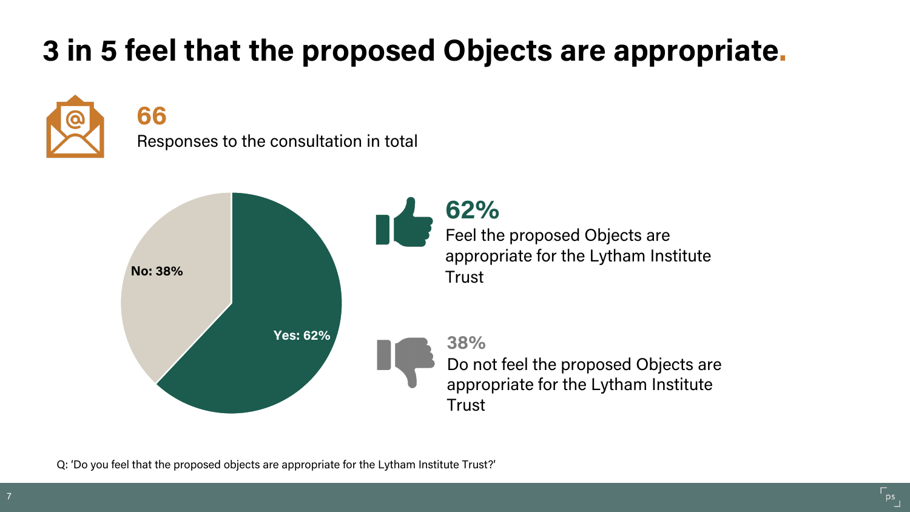# 3 in 5 feel that the proposed Objects are appropriate.

**66**

Responses to the consultation in total

No: 38%

Yes: 62%

**62%**

Feel the proposed Objects are appropriate for the Lytham Institute Trust

**38%**

Do not feel the proposed Objects are appropriate for the Lytham Institute Trust

Q: 'Do you feel that the proposed objects are appropriate for the Lytham Institute Trust?'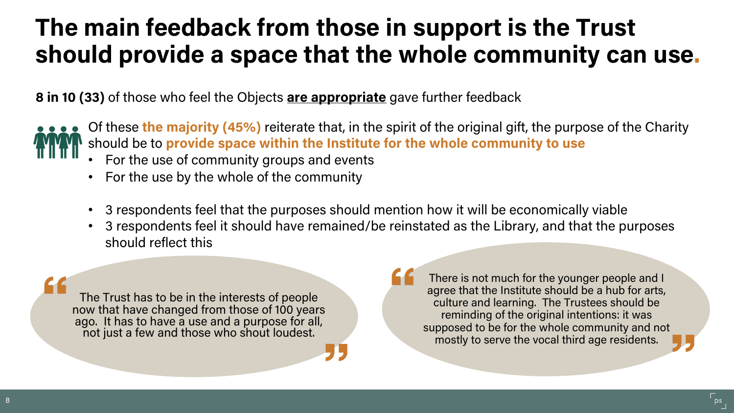# The main feedback from those in support is the Trust should provide a space that the whole community can use.

**8 in 10 (33)** of those who feel the Objects **are appropriate** gave further feedback

Of these **the majority (45%)** reiterate that, in the spirit of the original gift, the purpose of the Charity should be to **provide space within the Institute for the whole community to use**

- For the use of community groups and events
- For the use by the whole of the community

- 3 respondents feel that the purposes should mention how it will be economically viable
- 3 respondents feel it should have remained/be reinstated as the Library, and that the purposes should reflect this

> "The Trust has to be in the interests of people now that have changed from those of 100 years ago. It has to have a use and a purpose for all, not just a few and those who shout loudest."

> "There is not much for the younger people and I agree that the Institute should be a hub for arts, culture and learning. The Trustees should be reminding of the original intentions: it was supposed to be for the whole community and not mostly to serve the vocal third age residents."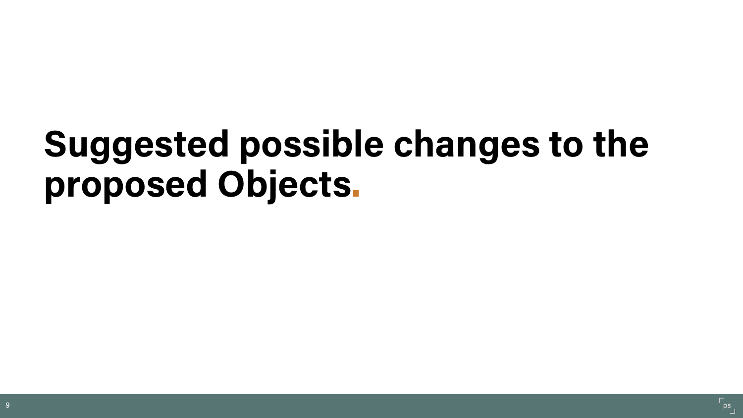# Suggested possible changes to the proposed Objects.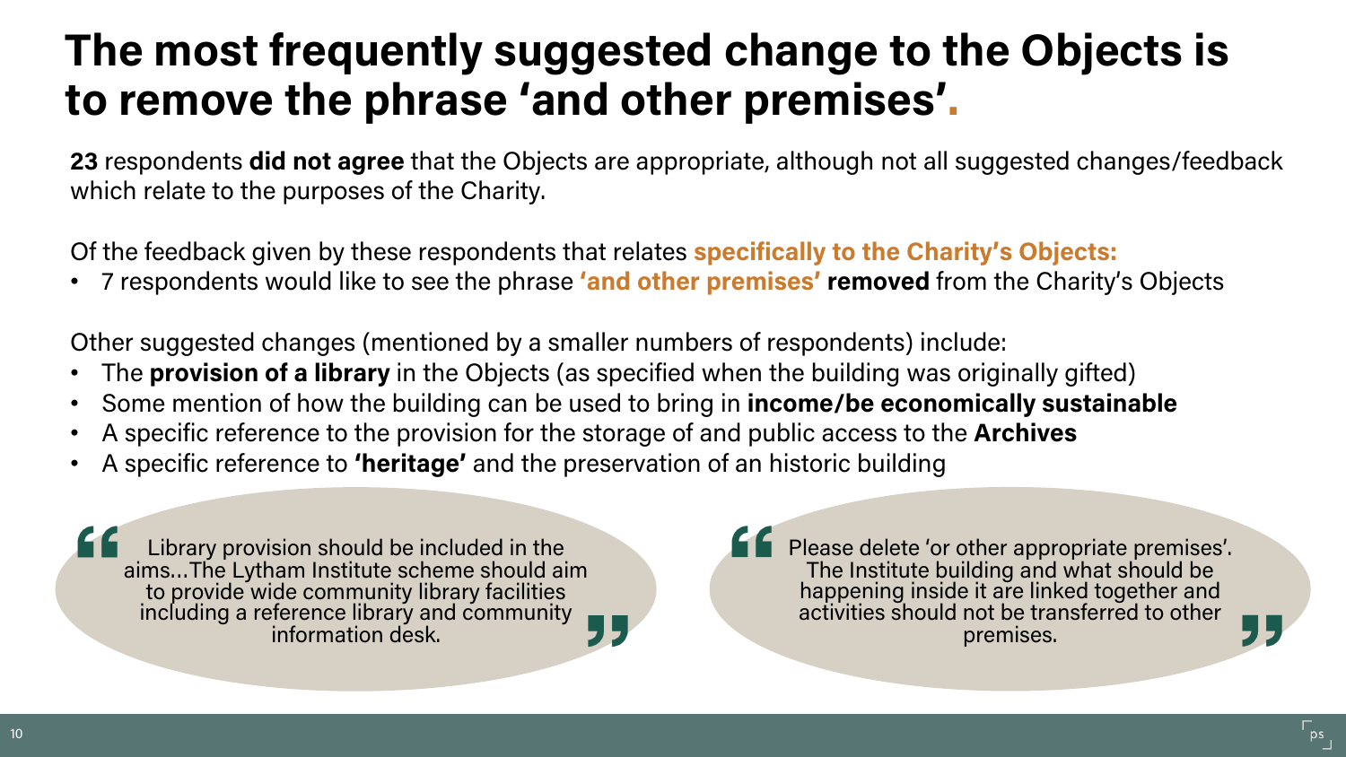# The most frequently suggested change to the Objects is to remove the phrase 'and other premises'.

**23** respondents **did not agree** that the Objects are appropriate, although not all suggested changes/feedback which relate to the purposes of the Charity.

Of the feedback given by these respondents that relates **specifically to the Charity's Objects:**

- 7 respondents would like to see the phrase **'and other premises' removed** from the Charity's Objects

Other suggested changes (mentioned by a smaller numbers of respondents) include:

- The **provision of a library** in the Objects (as specified when the building was originally gifted)
- Some mention of how the building can be used to bring in **income/be economically sustainable**
- A specific reference to the provision for the storage of and public access to the **Archives**
- A specific reference to **'heritage'** and the preservation of an historic building

> "Library provision should be included in the aims...The Lytham Institute scheme should aim to provide wide community library facilities including a reference library and community information desk."

> "Please delete 'or other appropriate premises'. The Institute building and what should be happening inside it are linked together and activities should not be transferred to other premises."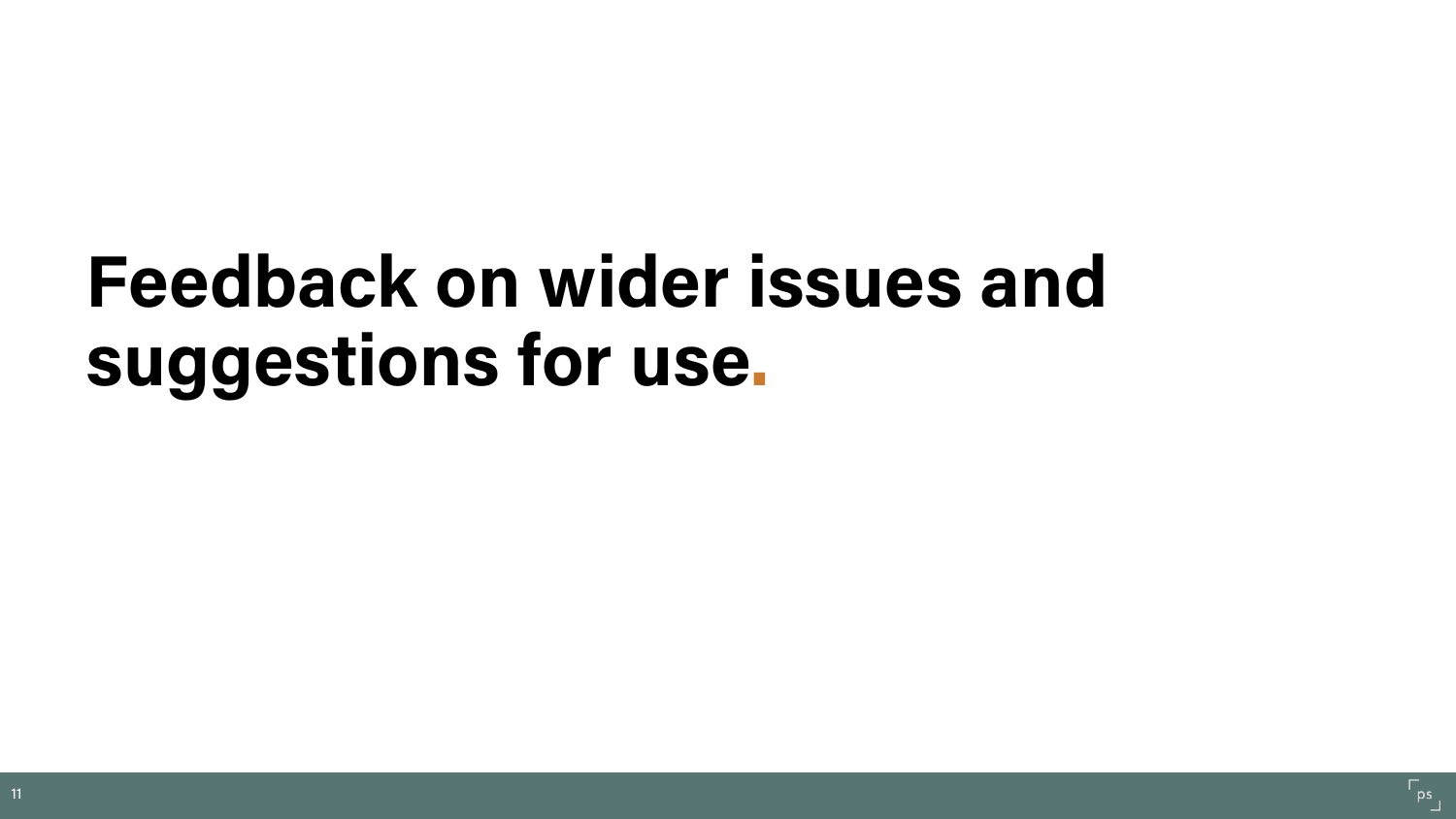# Feedback on wider issues and suggestions for use.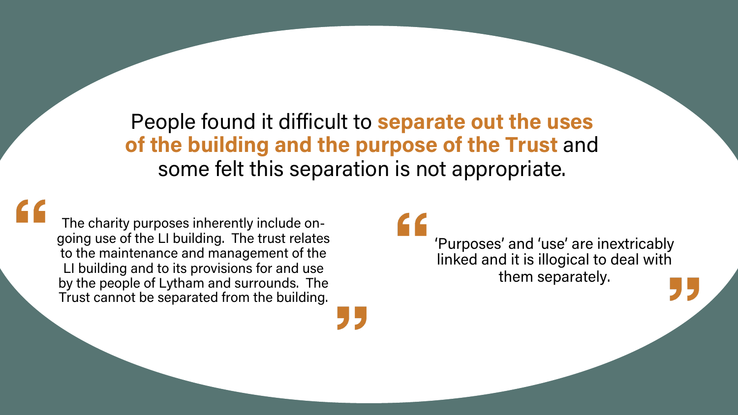People found it difficult to **separate out the uses of the building and the purpose of the Trust** and some felt this separation is not appropriate.

> "The charity purposes inherently include on-going use of the LI building. The trust relates to the maintenance and management of the LI building and to its provisions for and use by the people of Lytham and surrounds. The Trust cannot be separated from the building."

> "'Purposes' and 'use' are inextricably linked and it is illogical to deal with them separately."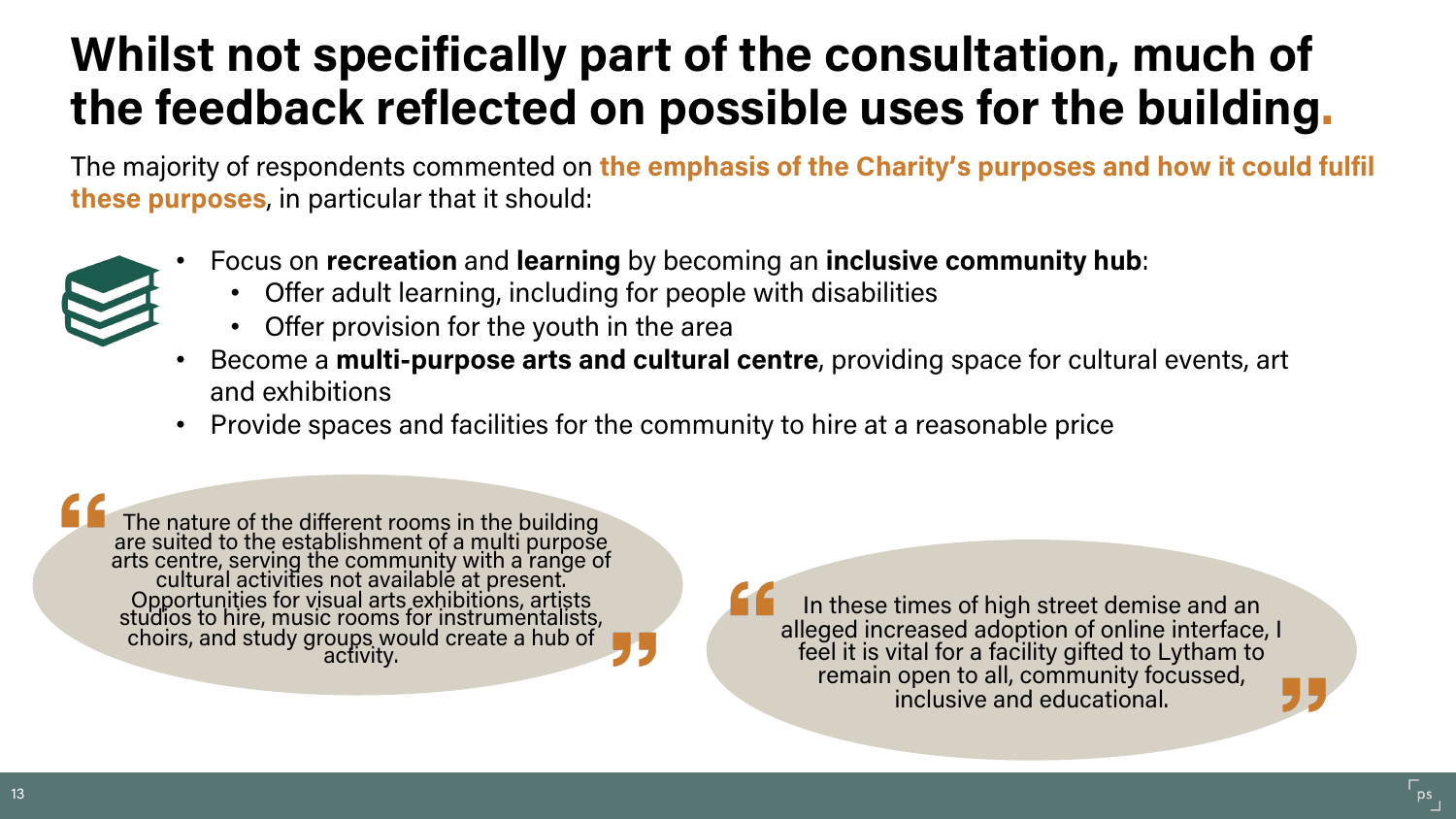# Whilst not specifically part of the consultation, much of the feedback reflected on possible uses for the building.

The majority of respondents commented on **the emphasis of the Charity's purposes and how it could fulfil these purposes**, in particular that it should:

- Focus on **recreation** and **learning** by becoming an **inclusive community hub**:
  - Offer adult learning, including for people with disabilities
  - Offer provision for the youth in the area
- Become a **multi-purpose arts and cultural centre**, providing space for cultural events, art and exhibitions
- Provide spaces and facilities for the community to hire at a reasonable price

> "The nature of the different rooms in the building are suited to the establishment of a multi purpose arts centre, serving the community with a range of cultural activities not available at present. Opportunities for visual arts exhibitions, artists studios to hire, music rooms for instrumentalists, choirs, and study groups would create a hub of activity."

> "In these times of high street demise and an alleged increased adoption of online interface, I feel it is vital for a facility gifted to Lytham to remain open to all, community focussed, inclusive and educational."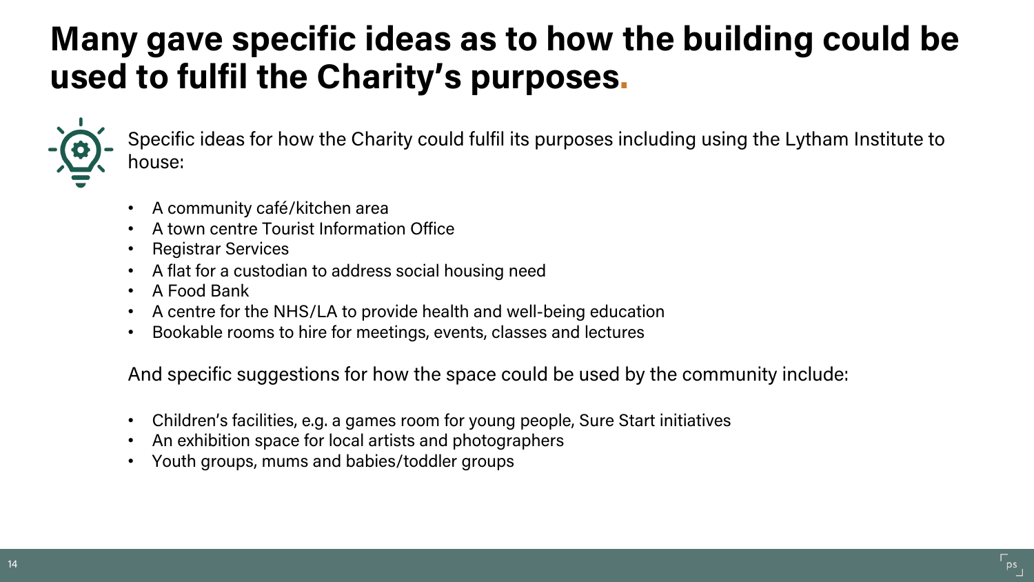# Many gave specific ideas as to how the building could be used to fulfil the Charity's purposes.

Specific ideas for how the Charity could fulfil its purposes including using the Lytham Institute to house:

- A community café/kitchen area
- A town centre Tourist Information Office
- Registrar Services
- A flat for a custodian to address social housing need
- A Food Bank
- A centre for the NHS/LA to provide health and well-being education
- Bookable rooms to hire for meetings, events, classes and lectures

And specific suggestions for how the space could be used by the community include:

- Children's facilities, e.g. a games room for young people, Sure Start initiatives
- An exhibition space for local artists and photographers
- Youth groups, mums and babies/toddler groups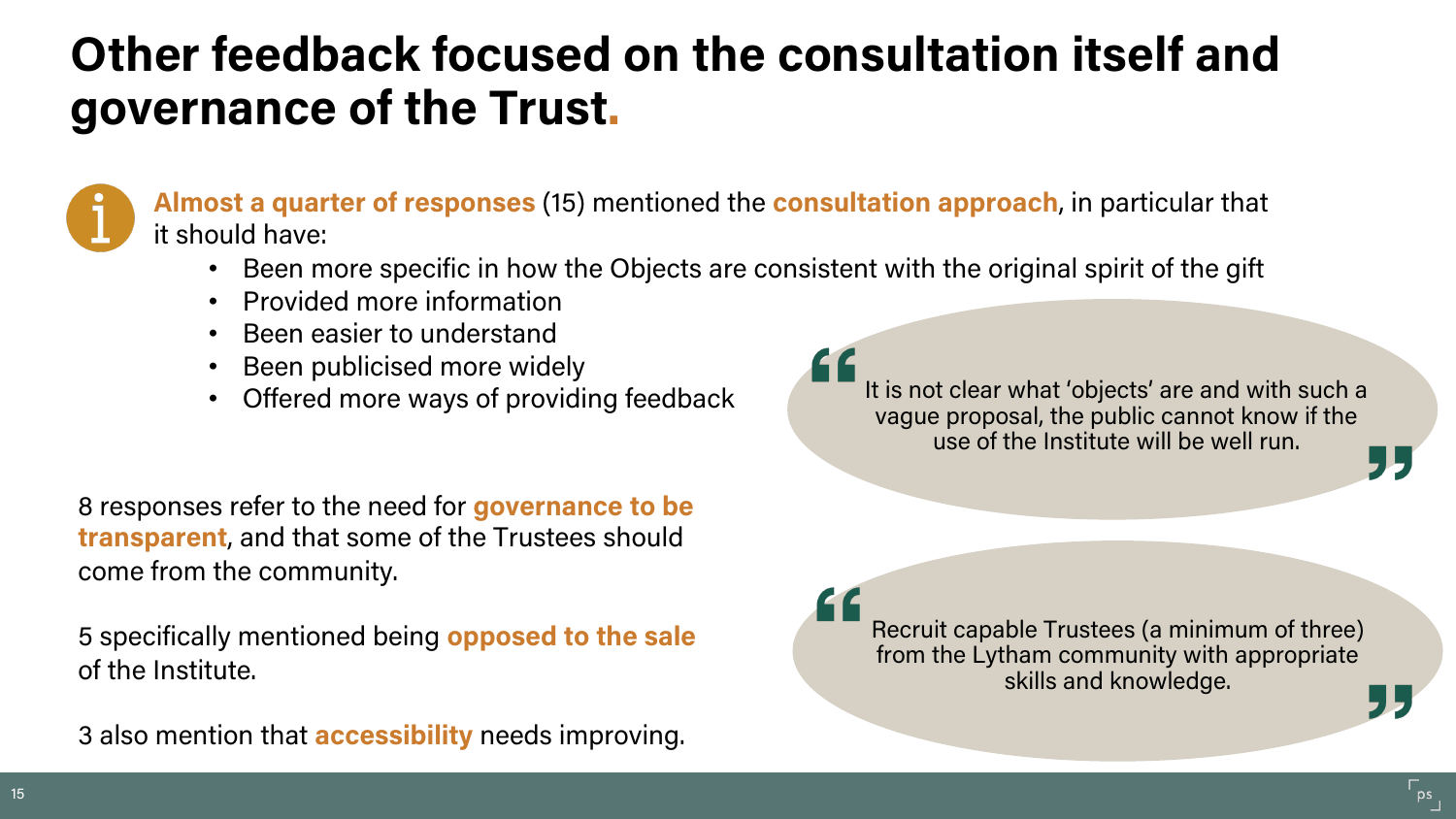# Other feedback focused on the consultation itself and governance of the Trust.

**Almost a quarter of responses** (15) mentioned the **consultation approach**, in particular that it should have:

- Been more specific in how the Objects are consistent with the original spirit of the gift
- Provided more information
- Been easier to understand
- Been publicised more widely
- Offered more ways of providing feedback

> "It is not clear what 'objects' are and with such a vague proposal, the public cannot know if the use of the Institute will be well run."

8 responses refer to the need for **governance to be transparent**, and that some of the Trustees should come from the community.

5 specifically mentioned being **opposed to the sale** of the Institute.

3 also mention that **accessibility** needs improving.

> "Recruit capable Trustees (a minimum of three) from the Lytham community with appropriate skills and knowledge."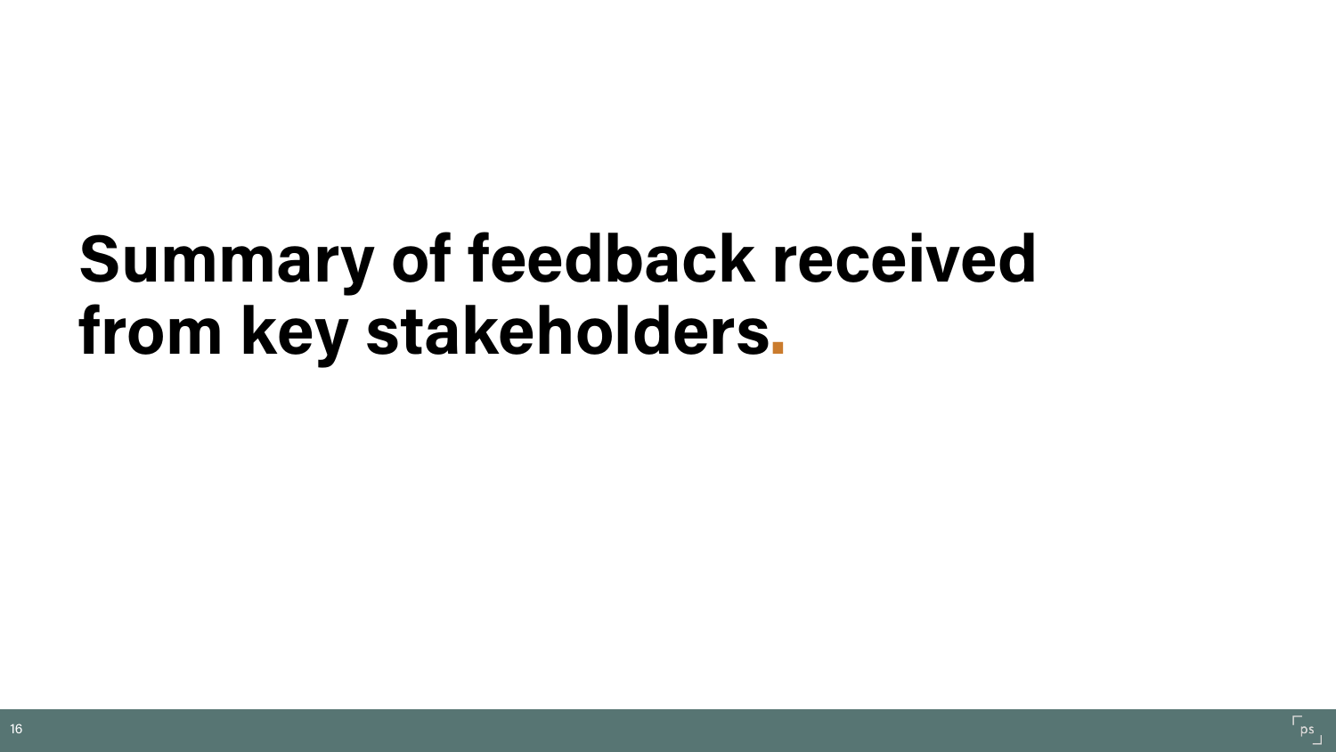# Summary of feedback received from key stakeholders.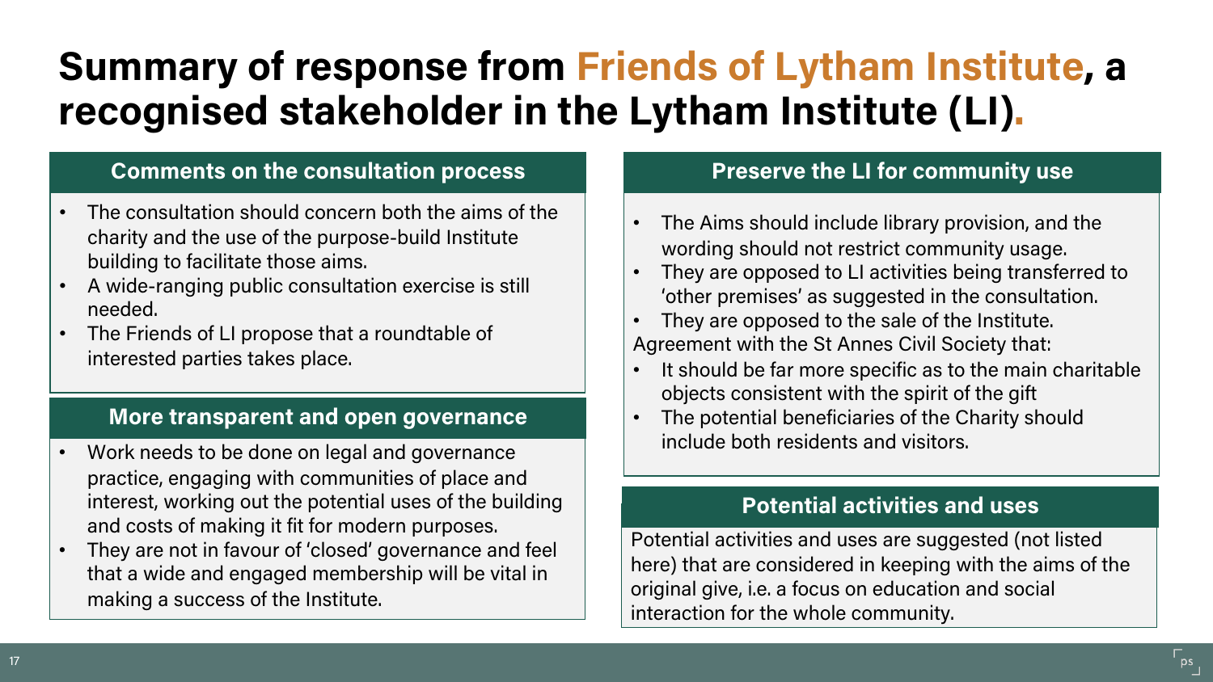# Summary of response from Friends of Lytham Institute, a recognised stakeholder in the Lytham Institute (LI).

## Comments on the consultation process

- The consultation should concern both the aims of the charity and the use of the purpose-build Institute building to facilitate those aims.
- A wide-ranging public consultation exercise is still needed.
- The Friends of LI propose that a roundtable of interested parties takes place.

## More transparent and open governance

- Work needs to be done on legal and governance practice, engaging with communities of place and interest, working out the potential uses of the building and costs of making it fit for modern purposes.
- They are not in favour of 'closed' governance and feel that a wide and engaged membership will be vital in making a success of the Institute.

## Preserve the LI for community use

- The Aims should include library provision, and the wording should not restrict community usage.
- They are opposed to LI activities being transferred to 'other premises' as suggested in the consultation.
- They are opposed to the sale of the Institute.

Agreement with the St Annes Civil Society that:

- It should be far more specific as to the main charitable objects consistent with the spirit of the gift
- The potential beneficiaries of the Charity should include both residents and visitors.

## Potential activities and uses

Potential activities and uses are suggested (not listed here) that are considered in keeping with the aims of the original give, i.e. a focus on education and social interaction for the whole community.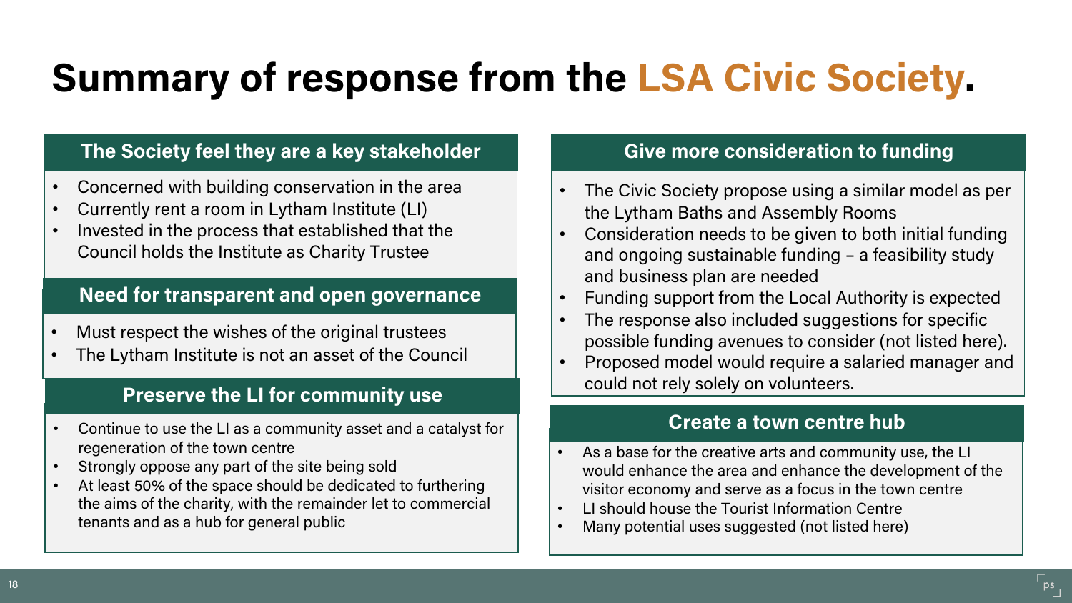# Summary of response from the LSA Civic Society.

## The Society feel they are a key stakeholder

- Concerned with building conservation in the area
- Currently rent a room in Lytham Institute (LI)
- Invested in the process that established that the Council holds the Institute as Charity Trustee

## Need for transparent and open governance

- Must respect the wishes of the original trustees
- The Lytham Institute is not an asset of the Council

## Preserve the LI for community use

- Continue to use the LI as a community asset and a catalyst for regeneration of the town centre
- Strongly oppose any part of the site being sold
- At least 50% of the space should be dedicated to furthering the aims of the charity, with the remainder let to commercial tenants and as a hub for general public

## Give more consideration to funding

- The Civic Society propose using a similar model as per the Lytham Baths and Assembly Rooms
- Consideration needs to be given to both initial funding and ongoing sustainable funding – a feasibility study and business plan are needed
- Funding support from the Local Authority is expected
- The response also included suggestions for specific possible funding avenues to consider (not listed here).
- Proposed model would require a salaried manager and could not rely solely on volunteers.

## Create a town centre hub

- As a base for the creative arts and community use, the LI would enhance the area and enhance the development of the visitor economy and serve as a focus in the town centre
- LI should house the Tourist Information Centre
- Many potential uses suggested (not listed here)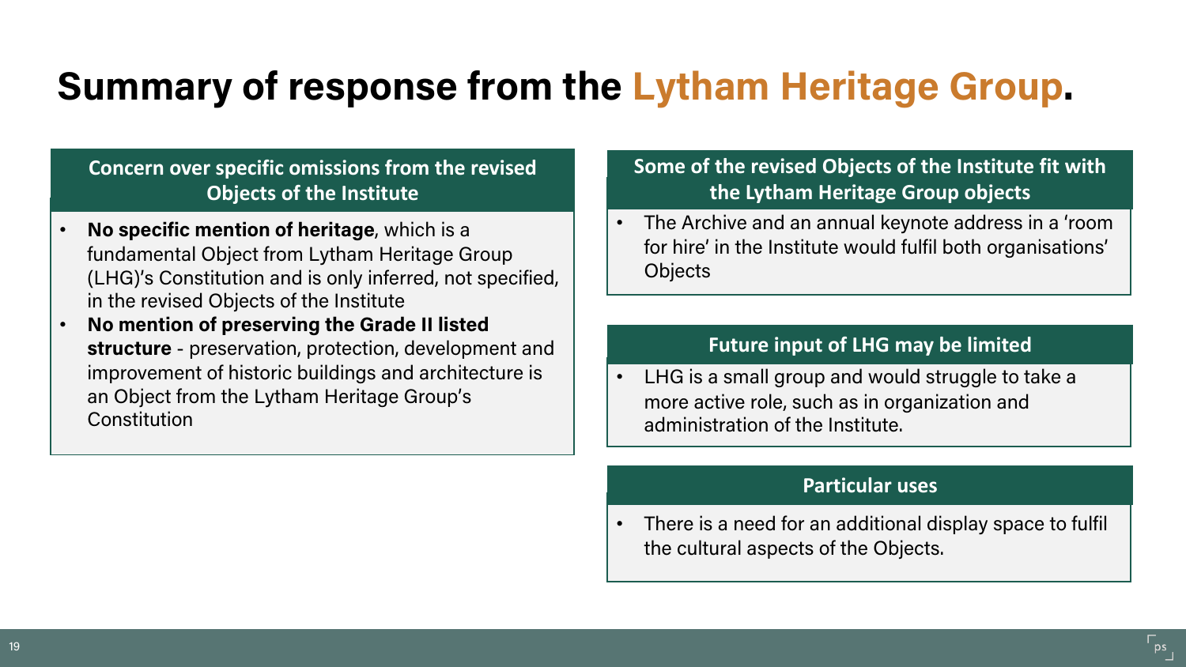# Summary of response from the Lytham Heritage Group.

## Concern over specific omissions from the revised Objects of the Institute

- **No specific mention of heritage**, which is a fundamental Object from Lytham Heritage Group (LHG)'s Constitution and is only inferred, not specified, in the revised Objects of the Institute
- **No mention of preserving the Grade II listed structure** - preservation, protection, development and improvement of historic buildings and architecture is an Object from the Lytham Heritage Group's Constitution

## Some of the revised Objects of the Institute fit with the Lytham Heritage Group objects

- The Archive and an annual keynote address in a 'room for hire' in the Institute would fulfil both organisations' Objects

## Future input of LHG may be limited

- LHG is a small group and would struggle to take a more active role, such as in organization and administration of the Institute.

## Particular uses

- There is a need for an additional display space to fulfil the cultural aspects of the Objects.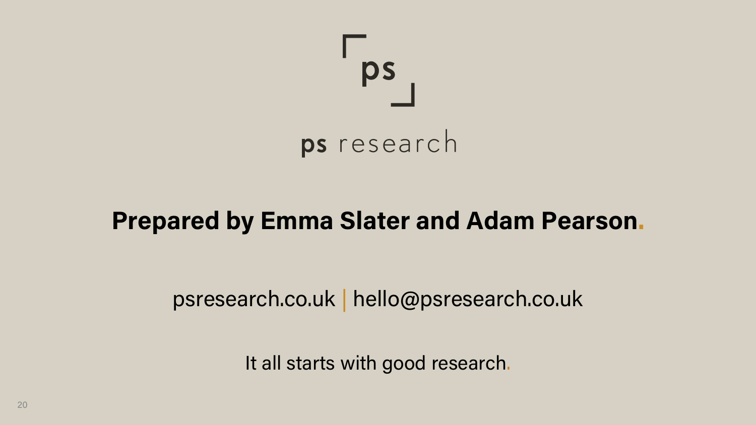ps

ps research

**Prepared by Emma Slater and Adam Pearson.**

psresearch.co.uk | hello@psresearch.co.uk

It all starts with good research.